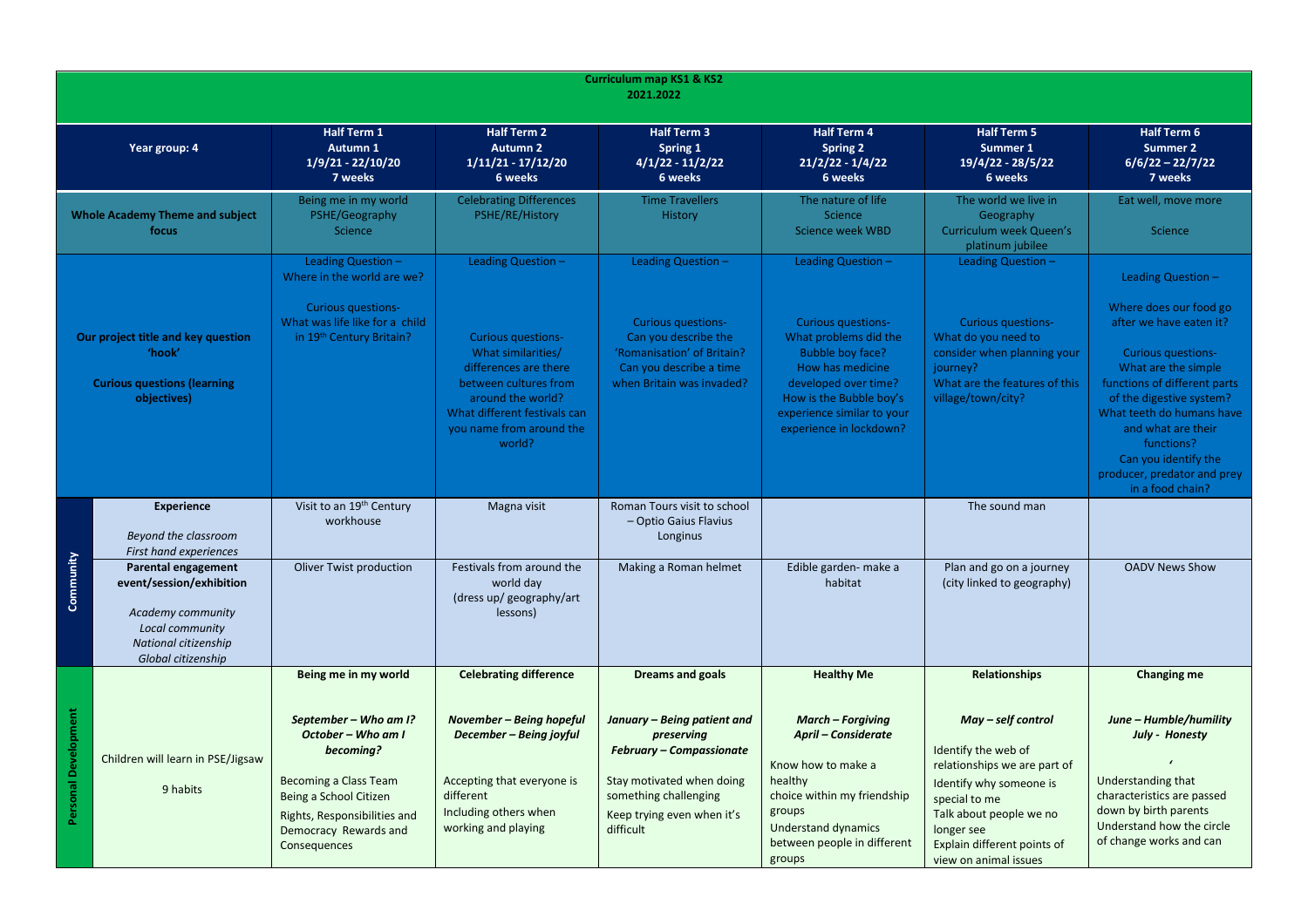| Curriculum map KS1 & KS2 2021.2022 | | | | | | | |
|---|---|---|---|---|---|---|---|
| **Year group: 4** | | **Half Term 1** Autumn 1 1/9/21 - 22/10/20 7 weeks | **Half Term 2** Autumn 2 1/11/21 - 17/12/20 6 weeks | **Half Term 3** Spring 1 4/1/22 - 11/2/22 6 weeks | **Half Term 4** Spring 2 21/2/22 - 1/4/22 6 weeks | **Half Term 5** Summer 1 19/4/22 - 28/5/22 6 weeks | **Half Term 6** Summer 2 6/6/22 – 22/7/22 7 weeks |
| **Whole Academy Theme and subject focus** | | Being me in my world PSHE/Geography Science | Celebrating Differences PSHE/RE/History | Time Travellers History | The nature of life Science Science week WBD | The world we live in Geography Curriculum week Queen's platinum jubilee | Eat well, move more Science |
| **Our project title and key question 'hook'** **Curious questions (learning objectives)** | | Leading Question – Where in the world are we? Curious questions- What was life like for a child in 19th Century Britain? | Leading Question – Curious questions- What similarities/ differences are there between cultures from around the world? What different festivals can you name from around the world? | Leading Question – Curious questions- Can you describe the 'Romanisation' of Britain? Can you describe a time when Britain was invaded? | Leading Question – Curious questions- What problems did the Bubble boy face? How has medicine developed over time? How is the Bubble boy's experience similar to your experience in lockdown? | Leading Question – Curious questions- What do you need to consider when planning your journey? What are the features of this village/town/city? | Leading Question – Where does our food go after we have eaten it? Curious questions- What are the simple functions of different parts of the digestive system? What teeth do humans have and what are their functions? Can you identify the producer, predator and prey in a food chain? |
| **Community** | **Experience** *Beyond the classroom* *First hand experiences* | Visit to an 19th Century workhouse | Magna visit | Roman Tours visit to school – Optio Gaius Flavius Longinus | | The sound man | |
| | **Parental engagement event/session/exhibition** *Academy community* *Local community* *National citizenship* *Global citizenship* | Oliver Twist production | Festivals from around the world day (dress up/ geography/art lessons) | Making a Roman helmet | Edible garden- make a habitat | Plan and go on a journey (city linked to geography) | OADV News Show |
| **Personal Development** | Children will learn in PSE/Jigsaw 9 habits | **Being me in my world** ***September – Who am I? October – Who am I becoming?*** Becoming a Class Team Being a School Citizen Rights, Responsibilities and Democracy Rewards and Consequences | **Celebrating difference** ***November – Being hopeful December – Being joyful*** Accepting that everyone is different Including others when working and playing | **Dreams and goals** ***January – Being patient and preserving February – Compassionate*** Stay motivated when doing something challenging Keep trying even when it's difficult | **Healthy Me** ***March – Forgiving April – Considerate*** Know how to make a healthy choice within my friendship groups Understand dynamics between people in different groups | **Relationships** ***May – self control*** Identify the web of relationships we are part of Identify why someone is special to me Talk about people we no longer see Explain different points of view on animal issues | **Changing me** ***June – Humble/humility July - Honesty*** Understanding that characteristics are passed down by birth parents Understand how the circle of change works and can |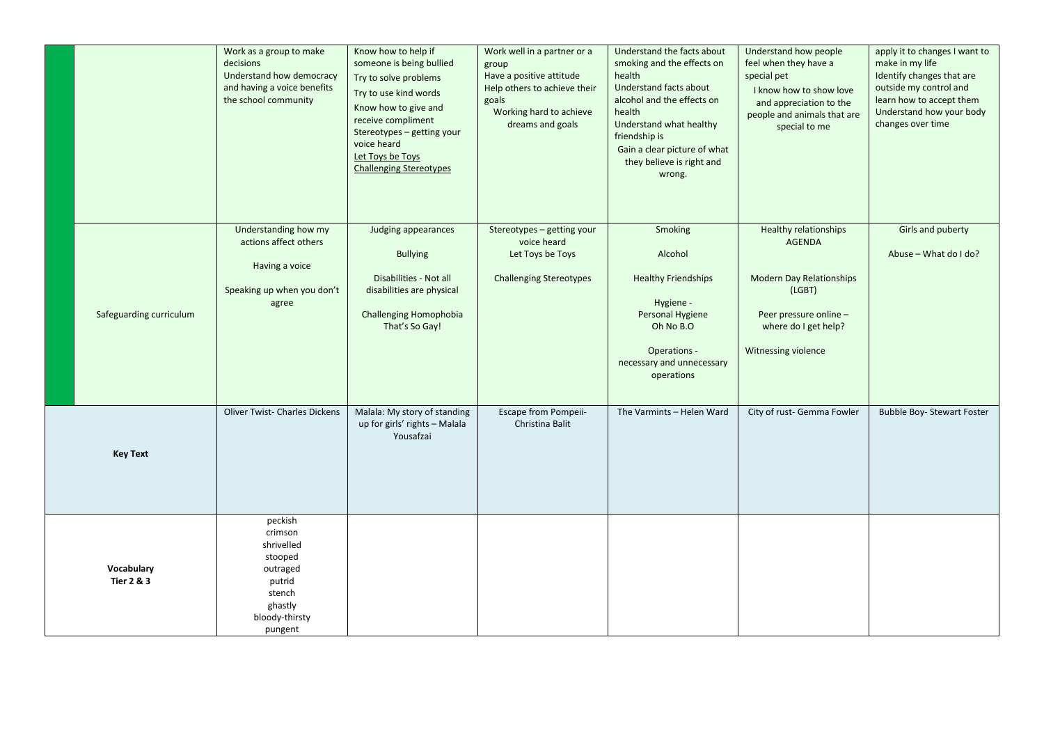| | | | | | | | |
|---|---|---|---|---|---|---|---|
| | | Work as a group to make decisions<br>Understand how democracy and having a voice benefits the school community | Know how to help if someone is being bullied<br>Try to solve problems<br>Try to use kind words<br>Know how to give and receive compliment<br>Stereotypes – getting your voice heard<br>Let Toys be Toys<br>Challenging Stereotypes | Work well in a partner or a group<br>Have a positive attitude<br>Help others to achieve their goals<br>Working hard to achieve dreams and goals | Understand the facts about smoking and the effects on health<br>Understand facts about alcohol and the effects on health<br>Understand what healthy friendship is<br>Gain a clear picture of what they believe is right and wrong. | Understand how people feel when they have a special pet<br>I know how to show love and appreciation to the people and animals that are special to me | apply it to changes I want to make in my life<br>Identify changes that are outside my control and learn how to accept them<br>Understand how your body changes over time |
| | Safeguarding curriculum | Understanding how my actions affect others<br>Having a voice<br>Speaking up when you don't agree | Judging appearances<br>Bullying<br>Disabilities - Not all disabilities are physical<br>Challenging Homophobia That's So Gay! | Stereotypes – getting your voice heard<br>Let Toys be Toys<br>Challenging Stereotypes | Smoking<br>Alcohol<br>Healthy Friendships<br>Hygiene - Personal Hygiene Oh No B.O<br>Operations - necessary and unnecessary operations | Healthy relationships AGENDA<br>Modern Day Relationships (LGBT)<br>Peer pressure online – where do I get help?<br>Witnessing violence | Girls and puberty<br>Abuse – What do I do? |
| **Key Text** | | Oliver Twist- Charles Dickens | Malala: My story of standing up for girls' rights – Malala Yousafzai | Escape from Pompeii- Christina Balit | The Varmints – Helen Ward | City of rust- Gemma Fowler | Bubble Boy- Stewart Foster |
| **Vocabulary Tier 2 & 3** | | peckish<br>crimson<br>shrivelled<br>stooped<br>outraged<br>putrid<br>stench<br>ghastly<br>bloody-thirsty<br>pungent | | | | | |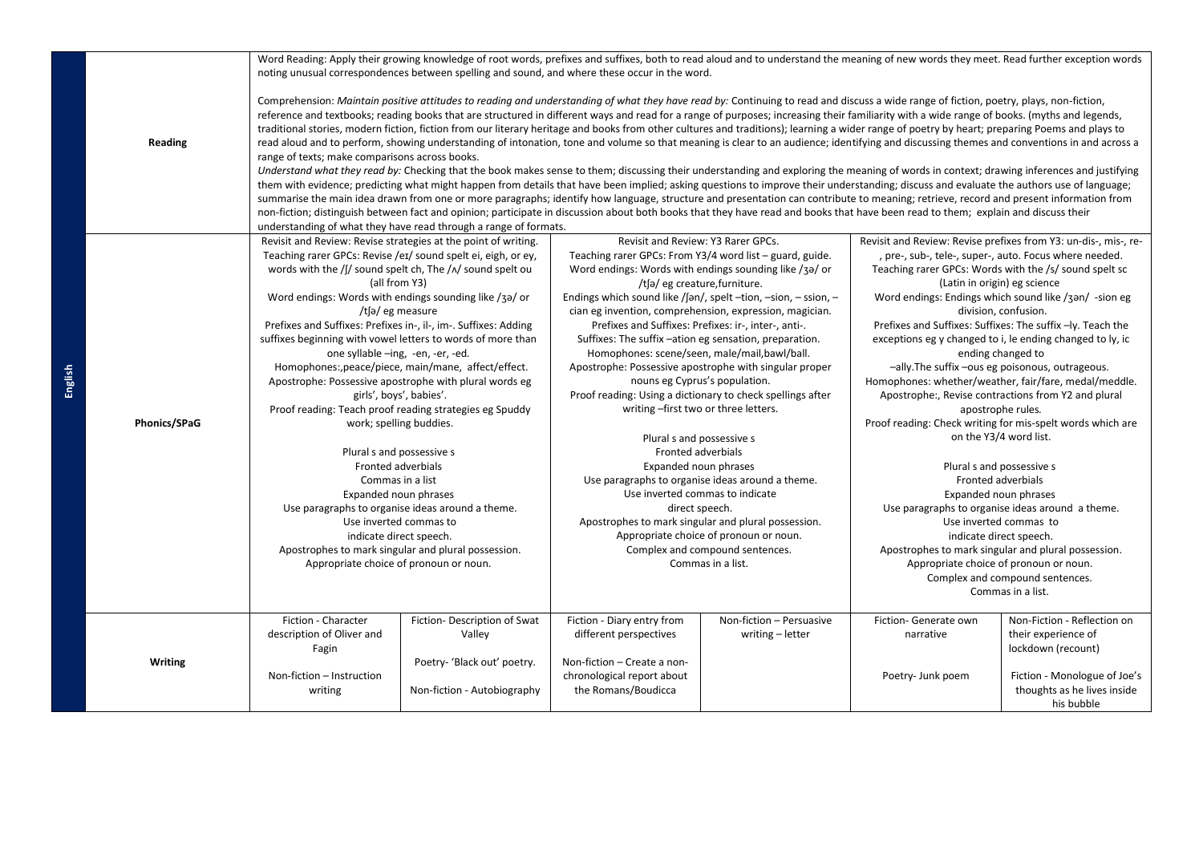| | | | | | | | |
|---|---|---|---|---|---|---|---|
| English | Reading | Word Reading: Apply their growing knowledge of root words, prefixes and suffixes, both to read aloud and to understand the meaning of new words they meet. Read further exception words noting unusual correspondences between spelling and sound, and where these occur in the word.<br><br>Comprehension: *Maintain positive attitudes to reading and understanding of what they have read by:* Continuing to read and discuss a wide range of fiction, poetry, plays, non-fiction, reference and textbooks; reading books that are structured in different ways and read for a range of purposes; increasing their familiarity with a wide range of books. (myths and legends, traditional stories, modern fiction, fiction from our literary heritage and books from other cultures and traditions); learning a wider range of poetry by heart; preparing Poems and plays to read aloud and to perform, showing understanding of intonation, tone and volume so that meaning is clear to an audience; identifying and discussing themes and conventions in and across a range of texts; make comparisons across books.<br>*Understand what they read by:* Checking that the book makes sense to them; discussing their understanding and exploring the meaning of words in context; drawing inferences and justifying them with evidence; predicting what might happen from details that have been implied; asking questions to improve their understanding; discuss and evaluate the authors use of language; summarise the main idea drawn from one or more paragraphs; identify how language, structure and presentation can contribute to meaning; retrieve, record and present information from non-fiction; distinguish between fact and opinion; participate in discussion about both books that they have read and books that have been read to them; explain and discuss their understanding of what they have read through a range of formats. | | | | | |
| | Phonics/SPaG | Revisit and Review: Revise strategies at the point of writing.<br>Teaching rarer GPCs: Revise /eɪ/ sound spelt ei, eigh, or ey, words with the /ʃ/ sound spelt ch, The /ʌ/ sound spelt ou (all from Y3)<br>Word endings: Words with endings sounding like /ʒə/ or /tʃə/ eg measure<br>Prefixes and Suffixes: Prefixes in-, il-, im-. Suffixes: Adding suffixes beginning with vowel letters to words of more than one syllable –ing, -en, -er, -ed.<br>Homophones:,peace/piece, main/mane, affect/effect.<br>Apostrophe: Possessive apostrophe with plural words eg girls', boys', babies'.<br>Proof reading: Teach proof reading strategies eg Spuddy work; spelling buddies.<br><br>Plural s and possessive s<br>Fronted adverbials<br>Commas in a list<br>Expanded noun phrases<br>Use paragraphs to organise ideas around a theme.<br>Use inverted commas to indicate direct speech.<br>Apostrophes to mark singular and plural possession.<br>Appropriate choice of pronoun or noun. | | Revisit and Review: Y3 Rarer GPCs.<br>Teaching rarer GPCs: From Y3/4 word list – guard, guide.<br>Word endings: Words with endings sounding like /ʒə/ or /tʃə/ eg creature,furniture.<br>Endings which sound like /ʃən/, spelt –tion, –sion, – ssion, –cian eg invention, comprehension, expression, magician.<br>Prefixes and Suffixes: Prefixes: ir-, inter-, anti-.<br>Suffixes: The suffix –ation eg sensation, preparation.<br>Homophones: scene/seen, male/mail,bawl/ball.<br>Apostrophe: Possessive apostrophe with singular proper nouns eg Cyprus's population.<br>Proof reading: Using a dictionary to check spellings after writing –first two or three letters.<br><br>Plural s and possessive s<br>Fronted adverbials<br>Expanded noun phrases<br>Use paragraphs to organise ideas around a theme.<br>Use inverted commas to indicate direct speech.<br>Apostrophes to mark singular and plural possession.<br>Appropriate choice of pronoun or noun.<br>Complex and compound sentences.<br>Commas in a list. | | Revisit and Review: Revise prefixes from Y3: un-dis-, mis-, re-, pre-, sub-, tele-, super-, auto. Focus where needed.<br>Teaching rarer GPCs: Words with the /s/ sound spelt sc (Latin in origin) eg science<br>Word endings: Endings which sound like /ʒən/ -sion eg division, confusion.<br>Prefixes and Suffixes: Suffixes: The suffix –ly. Teach the exceptions eg y changed to i, le ending changed to ly, ic ending changed to –ally.The suffix –ous eg poisonous, outrageous.<br>Homophones: whether/weather, fair/fare, medal/meddle.<br>Apostrophe:, Revise contractions from Y2 and plural apostrophe rules.<br>Proof reading: Check writing for mis-spelt words which are on the Y3/4 word list.<br><br>Plural s and possessive s<br>Fronted adverbials<br>Expanded noun phrases<br>Use paragraphs to organise ideas around a theme.<br>Use inverted commas to indicate direct speech.<br>Apostrophes to mark singular and plural possession.<br>Appropriate choice of pronoun or noun.<br>Complex and compound sentences.<br>Commas in a list. | |
| | Writing | Fiction - Character description of Oliver and Fagin<br><br>Non-fiction – Instruction writing | Fiction- Description of Swat Valley<br><br>Poetry- 'Black out' poetry.<br><br>Non-fiction - Autobiography | Fiction - Diary entry from different perspectives<br><br>Non-fiction – Create a non-chronological report about the Romans/Boudicca | Non-fiction – Persuasive writing – letter | Fiction- Generate own narrative<br><br>Poetry- Junk poem | Non-Fiction - Reflection on their experience of lockdown (recount)<br><br>Fiction - Monologue of Joe's thoughts as he lives inside his bubble |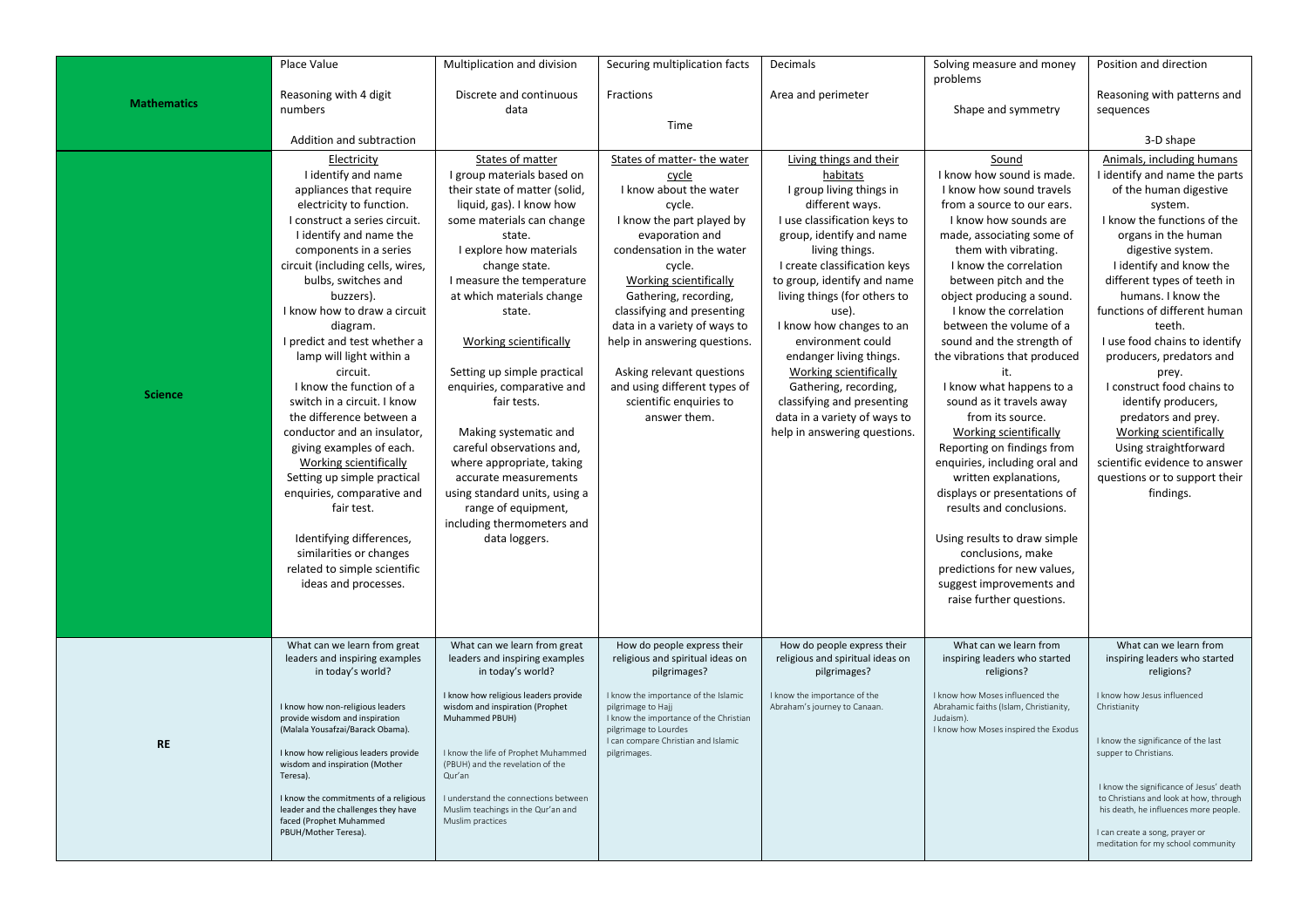| | | | | | | |
|---|---|---|---|---|---|---|
| **Mathematics** | Place Value<br><br>Reasoning with 4 digit numbers<br><br>Addition and subtraction | Multiplication and division<br><br>Discrete and continuous data | Securing multiplication facts<br><br>Fractions<br><br>Time | Decimals<br><br>Area and perimeter | Solving measure and money problems<br><br>Shape and symmetry | Position and direction<br><br>Reasoning with patterns and sequences<br><br>3-D shape |
| **Science** | Electricity<br>I identify and name appliances that require electricity to function.<br>I construct a series circuit.<br>I identify and name the components in a series circuit (including cells, wires, bulbs, switches and buzzers).<br>I know how to draw a circuit diagram.<br>I predict and test whether a lamp will light within a circuit.<br>I know the function of a switch in a circuit. I know the difference between a conductor and an insulator, giving examples of each.<br>Working scientifically<br>Setting up simple practical enquiries, comparative and fair test.<br><br>Identifying differences, similarities or changes related to simple scientific ideas and processes. | States of matter<br>I group materials based on their state of matter (solid, liquid, gas). I know how some materials can change state.<br>I explore how materials change state.<br>I measure the temperature at which materials change state.<br><br>Working scientifically<br><br>Setting up simple practical enquiries, comparative and fair tests.<br><br>Making systematic and careful observations and, where appropriate, taking accurate measurements using standard units, using a range of equipment, including thermometers and data loggers. | States of matter- the water cycle<br>I know about the water cycle.<br>I know the part played by evaporation and condensation in the water cycle.<br>Working scientifically<br>Gathering, recording, classifying and presenting data in a variety of ways to help in answering questions.<br><br>Asking relevant questions and using different types of scientific enquiries to answer them. | Living things and their habitats<br>I group living things in different ways.<br>I use classification keys to group, identify and name living things.<br>I create classification keys to group, identify and name living things (for others to use).<br>I know how changes to an environment could endanger living things.<br>Working scientifically<br>Gathering, recording, classifying and presenting data in a variety of ways to help in answering questions. | Sound<br>I know how sound is made.<br>I know how sound travels from a source to our ears.<br>I know how sounds are made, associating some of them with vibrating.<br>I know the correlation between pitch and the object producing a sound.<br>I know the correlation between the volume of a sound and the strength of the vibrations that produced it.<br>I know what happens to a sound as it travels away from its source.<br>Working scientifically<br>Reporting on findings from enquiries, including oral and written explanations, displays or presentations of results and conclusions.<br><br>Using results to draw simple conclusions, make predictions for new values, suggest improvements and raise further questions. | Animals, including humans<br>I identify and name the parts of the human digestive system.<br>I know the functions of the organs in the human digestive system.<br>I identify and know the different types of teeth in humans. I know the functions of different human teeth.<br>I use food chains to identify producers, predators and prey.<br>I construct food chains to identify producers, predators and prey.<br>Working scientifically<br>Using straightforward scientific evidence to answer questions or to support their findings. |
| **RE** | What can we learn from great leaders and inspiring examples in today's world?<br><br>I know how non-religious leaders provide wisdom and inspiration (Malala Yousafzai/Barack Obama).<br><br>I know how religious leaders provide wisdom and inspiration (Mother Teresa).<br><br>I know the commitments of a religious leader and the challenges they have faced (Prophet Muhammed PBUH/Mother Teresa). | What can we learn from great leaders and inspiring examples in today's world?<br><br>I know how religious leaders provide wisdom and inspiration (Prophet Muhammed PBUH)<br><br>I know the life of Prophet Muhammed (PBUH) and the revelation of the Qur'an<br><br>I understand the connections between Muslim teachings in the Qur'an and Muslim practices | How do people express their religious and spiritual ideas on pilgrimages?<br><br>I know the importance of the Islamic pilgrimage to Hajj<br>I know the importance of the Christian pilgrimage to Lourdes<br>I can compare Christian and Islamic pilgrimages. | How do people express their religious and spiritual ideas on pilgrimages?<br><br>I know the importance of the Abraham's journey to Canaan. | What can we learn from inspiring leaders who started religions?<br><br>I know how Moses influenced the Abrahamic faiths (Islam, Christianity, Judaism).<br>I know how Moses inspired the Exodus | What can we learn from inspiring leaders who started religions?<br><br>I know how Jesus influenced Christianity<br><br>I know the significance of the last supper to Christians.<br><br>I know the significance of Jesus' death to Christians and look at how, through his death, he influences more people.<br><br>I can create a song, prayer or meditation for my school community |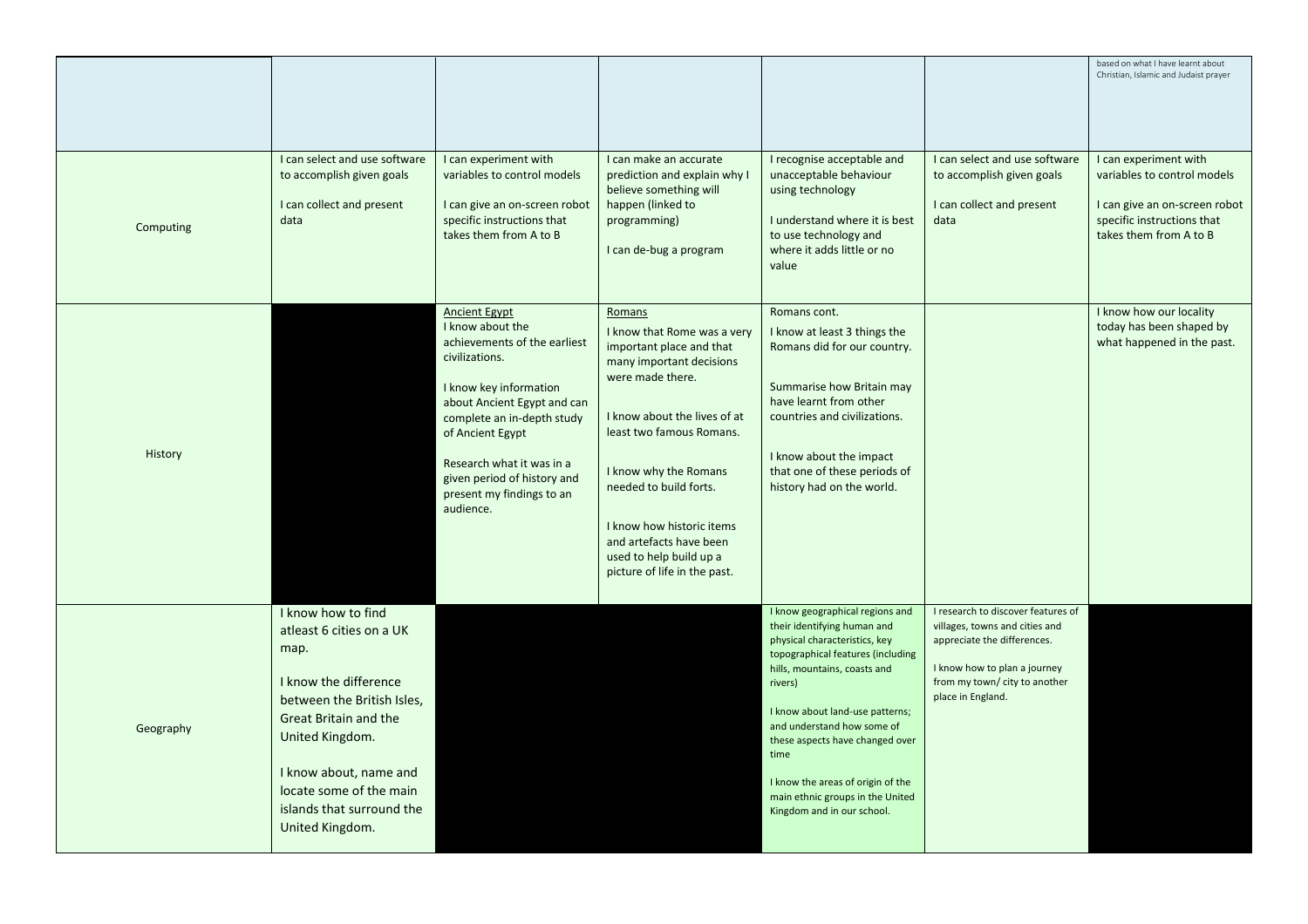| | | | | | | |
|---|---|---|---|---|---|---|
| | | | | | | based on what I have learnt about Christian, Islamic and Judaist prayer |
| Computing | I can select and use software to accomplish given goals<br><br>I can collect and present data | I can experiment with variables to control models<br><br>I can give an on-screen robot specific instructions that takes them from A to B | I can make an accurate prediction and explain why I believe something will happen (linked to programming)<br><br>I can de-bug a program | I recognise acceptable and unacceptable behaviour using technology<br><br>I understand where it is best to use technology and where it adds little or no value | I can select and use software to accomplish given goals<br><br>I can collect and present data | I can experiment with variables to control models<br><br>I can give an on-screen robot specific instructions that takes them from A to B |
| History | | Ancient Egypt<br>I know about the achievements of the earliest civilizations.<br><br>I know key information about Ancient Egypt and can complete an in-depth study of Ancient Egypt<br><br>Research what it was in a given period of history and present my findings to an audience. | Romans<br>I know that Rome was a very important place and that many important decisions were made there.<br><br>I know about the lives of at least two famous Romans.<br><br>I know why the Romans needed to build forts.<br><br>I know how historic items and artefacts have been used to help build up a picture of life in the past. | Romans cont.<br>I know at least 3 things the Romans did for our country.<br><br>Summarise how Britain may have learnt from other countries and civilizations.<br><br>I know about the impact that one of these periods of history had on the world. | | I know how our locality today has been shaped by what happened in the past. |
| Geography | I know how to find atleast 6 cities on a UK map.<br><br>I know the difference between the British Isles, Great Britain and the United Kingdom.<br><br>I know about, name and locate some of the main islands that surround the United Kingdom. | | | I know geographical regions and their identifying human and physical characteristics, key topographical features (including hills, mountains, coasts and rivers)<br><br>I know about land-use patterns; and understand how some of these aspects have changed over time<br><br>I know the areas of origin of the main ethnic groups in the United Kingdom and in our school. | I research to discover features of villages, towns and cities and appreciate the differences.<br><br>I know how to plan a journey from my town/ city to another place in England. | |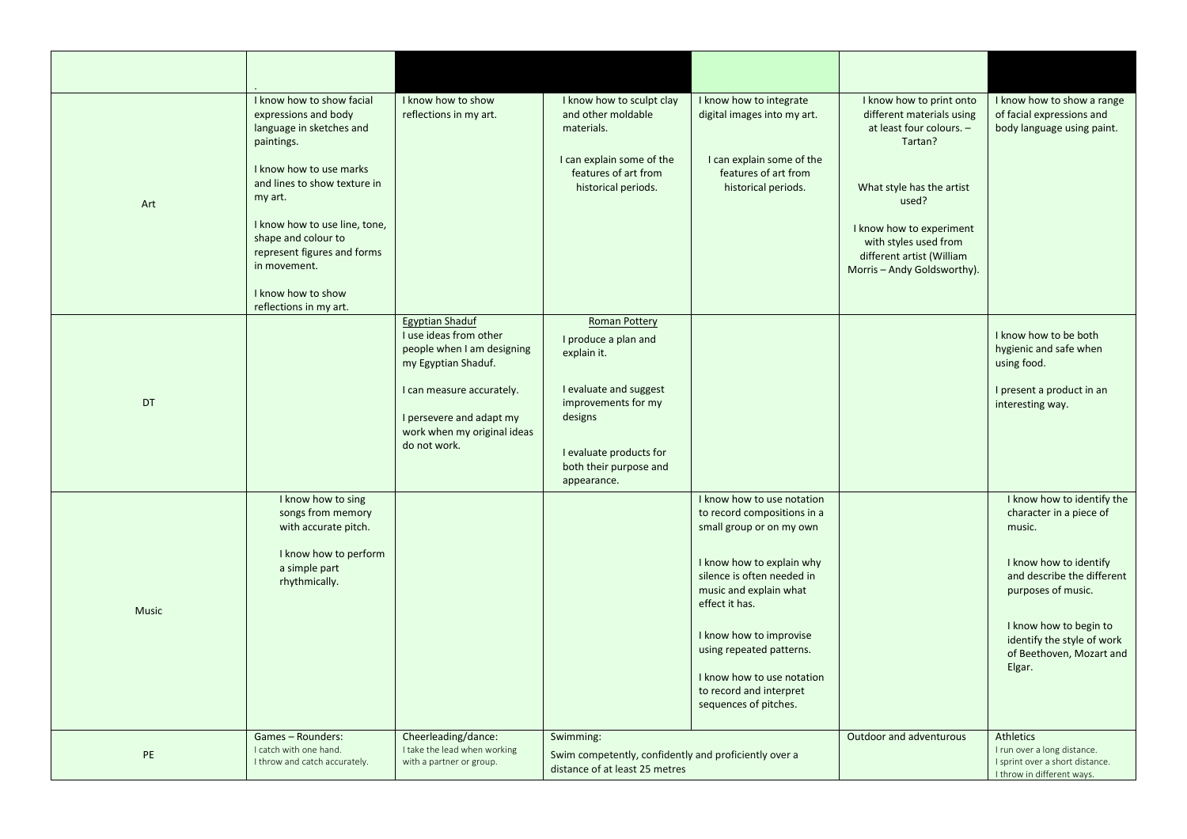| | | | | | | |
|---|---|---|---|---|---|---|
| | . | | | | | |
| Art | I know how to show facial expressions and body language in sketches and paintings.<br><br>I know how to use marks and lines to show texture in my art.<br><br>I know how to use line, tone, shape and colour to represent figures and forms in movement.<br><br>I know how to show reflections in my art. | I know how to show reflections in my art. | I know how to sculpt clay and other moldable materials.<br><br>I can explain some of the features of art from historical periods. | I know how to integrate digital images into my art.<br><br>I can explain some of the features of art from historical periods. | I know how to print onto different materials using at least four colours. – Tartan?<br><br>What style has the artist used?<br><br>I know how to experiment with styles used from different artist (William Morris – Andy Goldsworthy). | I know how to show a range of facial expressions and body language using paint. |
| DT | | Egyptian Shaduf<br>I use ideas from other people when I am designing my Egyptian Shaduf.<br><br>I can measure accurately.<br><br>I persevere and adapt my work when my original ideas do not work. | Roman Pottery<br>I produce a plan and explain it.<br><br>I evaluate and suggest improvements for my designs<br><br>I evaluate products for both their purpose and appearance. | | | I know how to be both hygienic and safe when using food.<br><br>I present a product in an interesting way. |
| Music | I know how to sing songs from memory with accurate pitch.<br><br>I know how to perform a simple part rhythmically. | | | I know how to use notation to record compositions in a small group or on my own<br><br>I know how to explain why silence is often needed in music and explain what effect it has.<br><br>I know how to improvise using repeated patterns.<br><br>I know how to use notation to record and interpret sequences of pitches. | | I know how to identify the character in a piece of music.<br><br>I know how to identify and describe the different purposes of music.<br><br>I know how to begin to identify the style of work of Beethoven, Mozart and Elgar. |
| PE | Games – Rounders:<br>I catch with one hand.<br>I throw and catch accurately. | Cheerleading/dance:<br>I take the lead when working with a partner or group. | Swimming:<br>Swim competently, confidently and proficiently over a distance of at least 25 metres | | Outdoor and adventurous | Athletics<br>I run over a long distance.<br>I sprint over a short distance.<br>I throw in different ways. |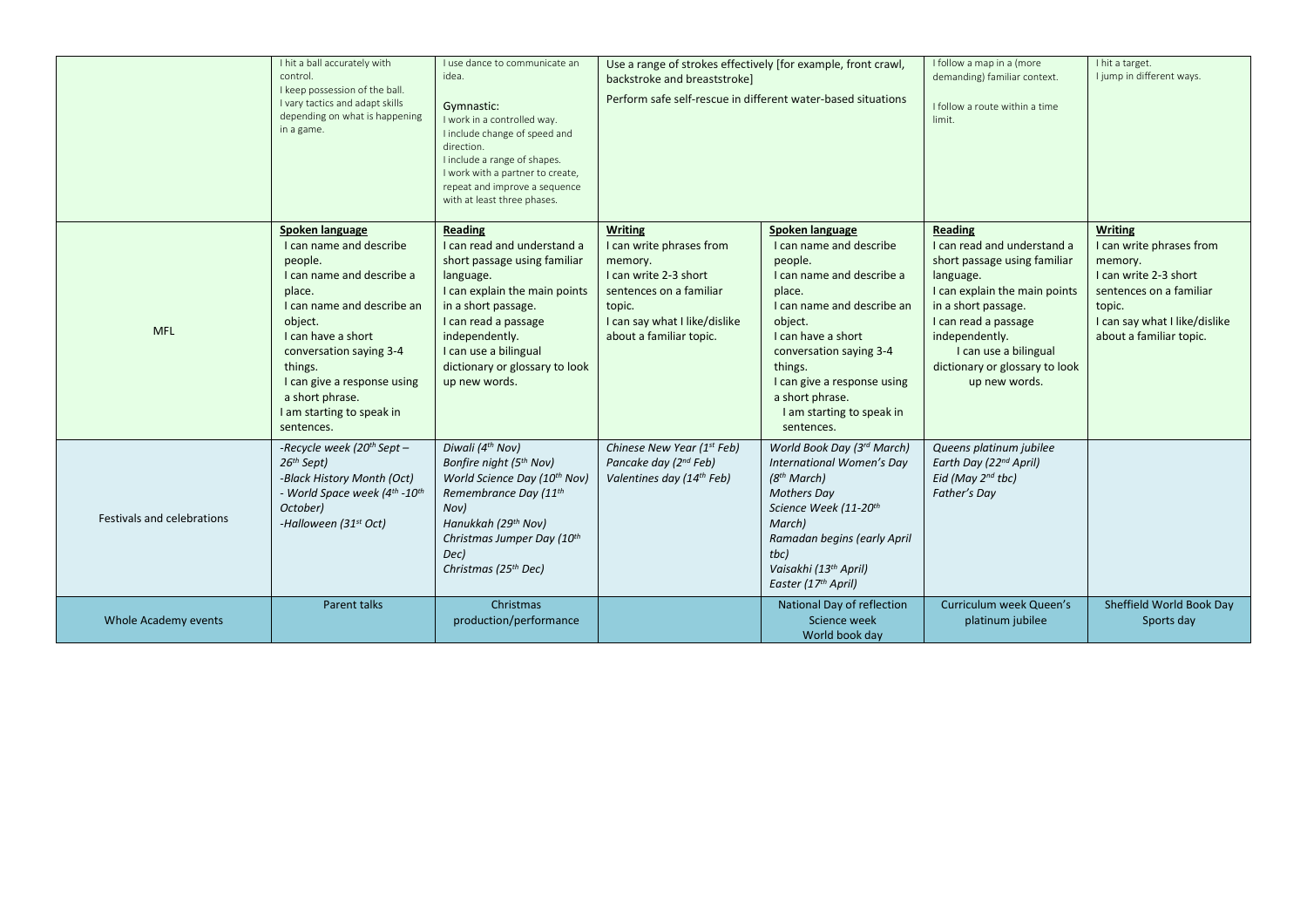| | | | | | | |
|---|---|---|---|---|---|---|
| | I hit a ball accurately with control.<br>I keep possession of the ball.<br>I vary tactics and adapt skills depending on what is happening in a game. | I use dance to communicate an idea.<br><br>Gymnastic:<br>I work in a controlled way.<br>I include change of speed and direction.<br>I include a range of shapes.<br>I work with a partner to create, repeat and improve a sequence with at least three phases. | Use a range of strokes effectively [for example, front crawl, backstroke and breaststroke]<br>Perform safe self-rescue in different water-based situations | | I follow a map in a (more demanding) familiar context.<br><br>I follow a route within a time limit. | I hit a target.<br>I jump in different ways. |
| MFL | **Spoken language**<br>I can name and describe people.<br>I can name and describe a place.<br>I can name and describe an object.<br>I can have a short conversation saying 3-4 things.<br>I can give a response using a short phrase.<br>I am starting to speak in sentences. | **Reading**<br>I can read and understand a short passage using familiar language.<br>I can explain the main points in a short passage.<br>I can read a passage independently.<br>I can use a bilingual dictionary or glossary to look up new words. | **Writing**<br>I can write phrases from memory.<br>I can write 2-3 short sentences on a familiar topic.<br>I can say what I like/dislike about a familiar topic. | **Spoken language**<br>I can name and describe people.<br>I can name and describe a place.<br>I can name and describe an object.<br>I can have a short conversation saying 3-4 things.<br>I can give a response using a short phrase.<br>I am starting to speak in sentences. | **Reading**<br>I can read and understand a short passage using familiar language.<br>I can explain the main points in a short passage.<br>I can read a passage independently.<br>I can use a bilingual dictionary or glossary to look up new words. | **Writing**<br>I can write phrases from memory.<br>I can write 2-3 short sentences on a familiar topic.<br>I can say what I like/dislike about a familiar topic. |
| Festivals and celebrations | *-Recycle week (20th Sept – 26th Sept)*<br>*-Black History Month (Oct)*<br>*- World Space week (4th -10th October)*<br>*-Halloween (31st Oct)* | *Diwali (4th Nov)*<br>*Bonfire night (5th Nov)*<br>*World Science Day (10th Nov)*<br>*Remembrance Day (11th Nov)*<br>*Hanukkah (29th Nov)*<br>*Christmas Jumper Day (10th Dec)*<br>*Christmas (25th Dec)* | *Chinese New Year (1st Feb)*<br>*Pancake day (2nd Feb)*<br>*Valentines day (14th Feb)* | *World Book Day (3rd March)*<br>*International Women's Day (8th March)*<br>*Mothers Day*<br>*Science Week (11-20th March)*<br>*Ramadan begins (early April tbc)*<br>*Vaisakhi (13th April)*<br>*Easter (17th April)* | *Queens platinum jubilee*<br>*Earth Day (22nd April)*<br>*Eid (May 2nd tbc)*<br>*Father's Day* | |
| Whole Academy events | Parent talks | Christmas production/performance | | National Day of reflection<br>Science week<br>World book day | Curriculum week Queen's platinum jubilee | Sheffield World Book Day<br>Sports day |